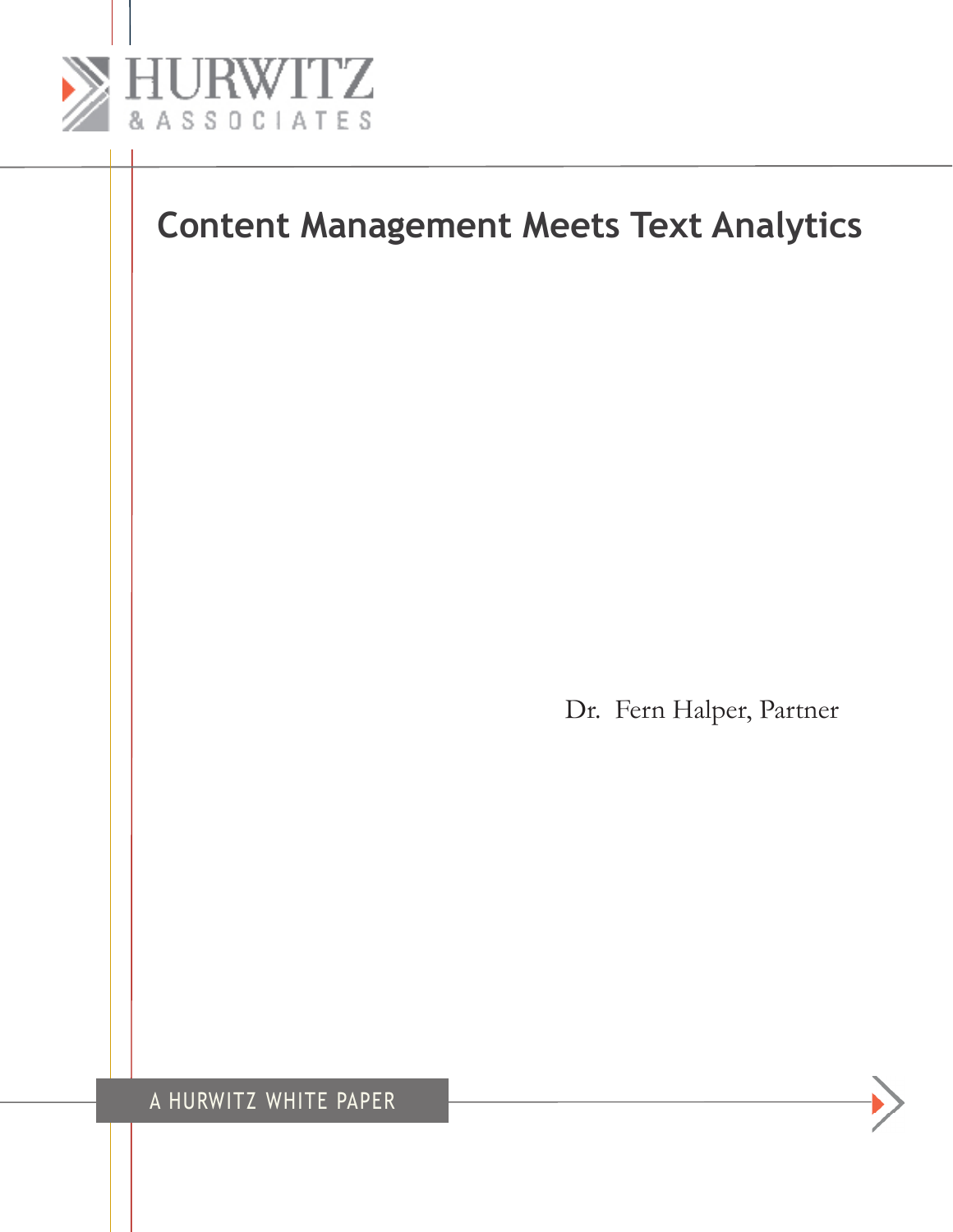HURWITZ

& ASSOCIATES

# Content Management Meets Text Analytics

Dr. Fern Halper, Partner

A HURWITZ WHITE PAPER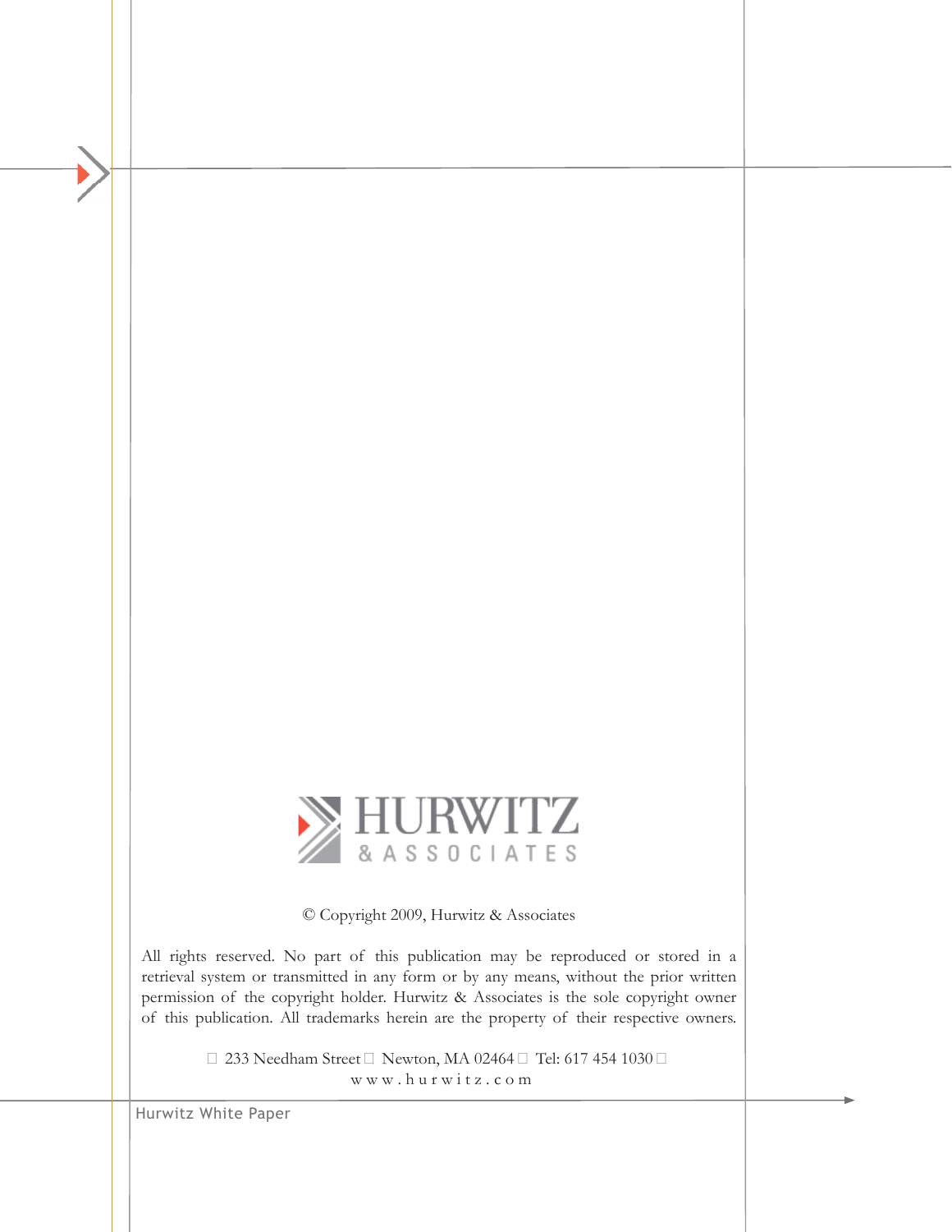HURWITZ & ASSOCIATES

© Copyright 2009, Hurwitz & Associates

All rights reserved. No part of this publication may be reproduced or stored in a retrieval system or transmitted in any form or by any means, without the prior written permission of the copyright holder. Hurwitz & Associates is the sole copyright owner of this publication. All trademarks herein are the property of their respective owners.

233 Needham Street · Newton, MA 02464 · Tel: 617 454 1030 ·
www.hurwitz.com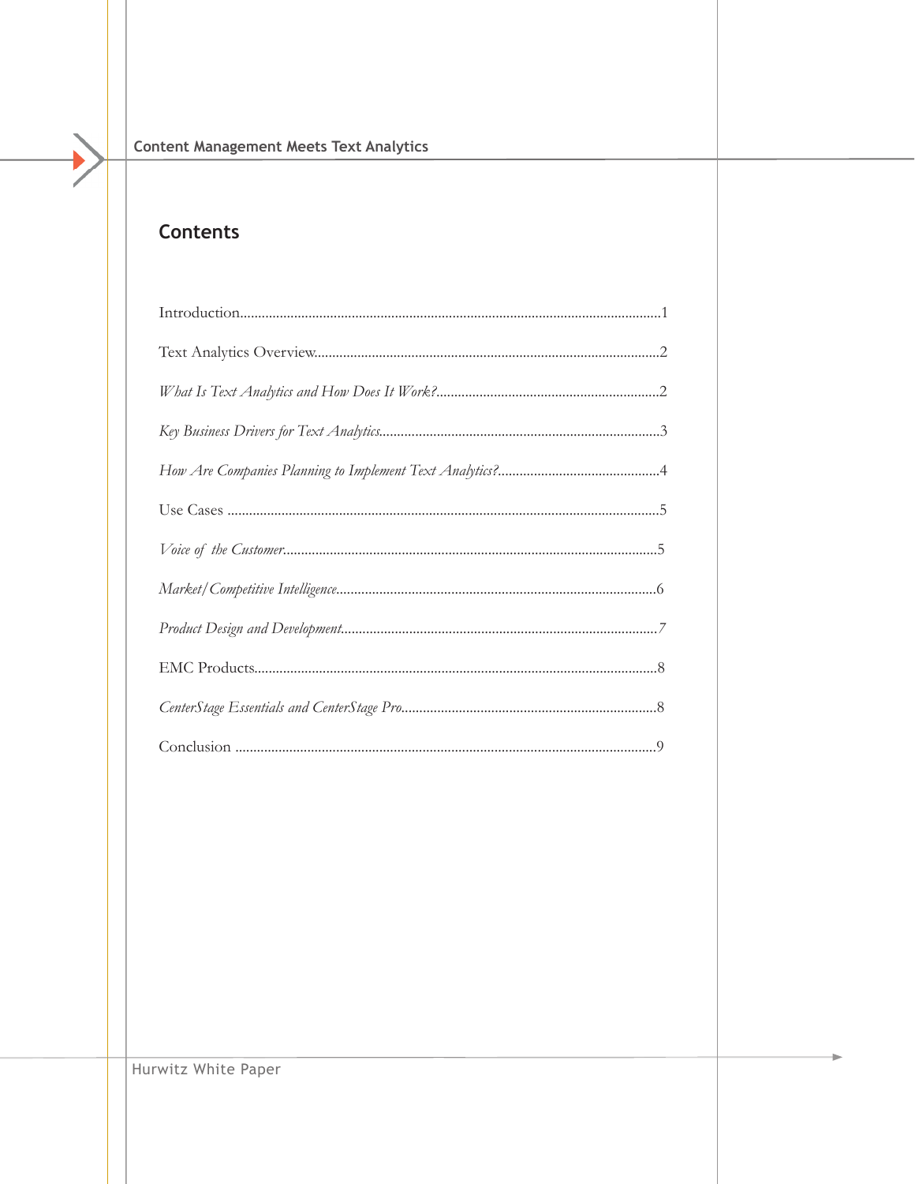## Contents

Introduction....................................................................................................................1

Text Analytics Overview...............................................................................................2

*What Is Text Analytics and How Does It Work?*.............................................................2

*Key Business Drivers for Text Analytics*.............................................................................3

*How Are Companies Planning to Implement Text Analytics?*.............................................4

Use Cases .......................................................................................................................5

*Voice of the Customer*........................................................................................................5

*Market/Competitive Intelligence*.........................................................................................6

*Product Design and Development*........................................................................................7

EMC Products...............................................................................................................8

*CenterStage Essentials and CenterStage Pro*.......................................................................8

Conclusion ....................................................................................................................9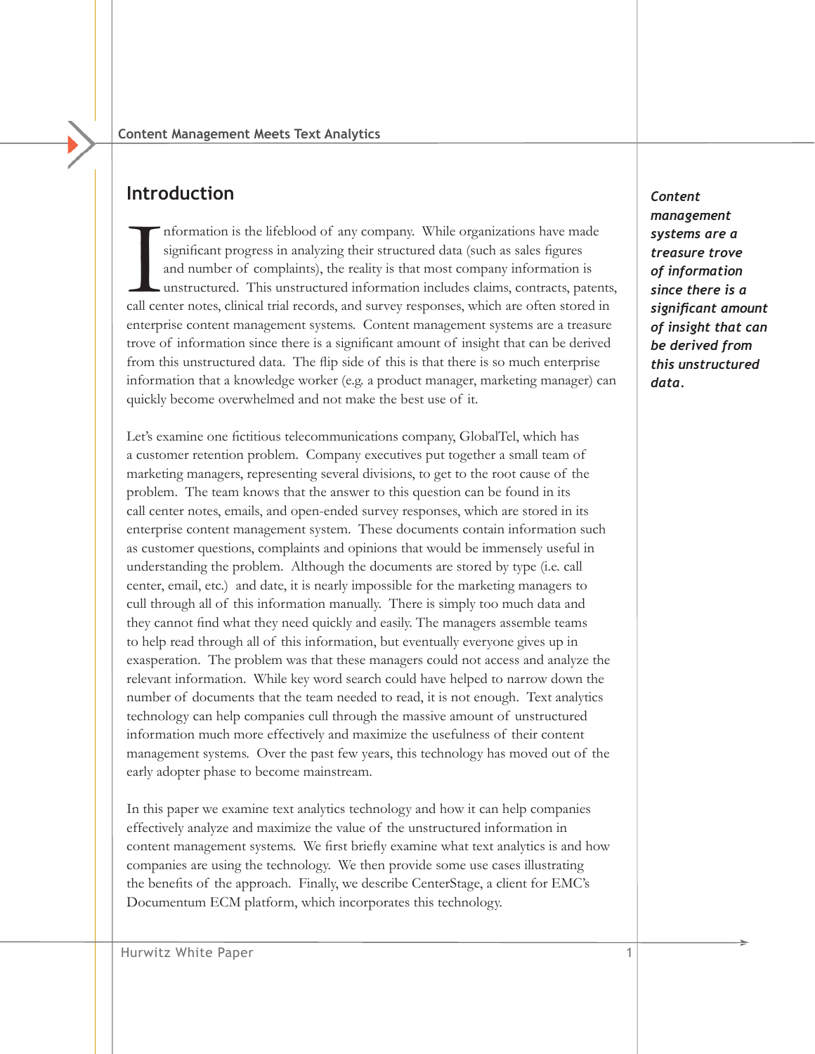## Introduction

Information is the lifeblood of any company. While organizations have made significant progress in analyzing their structured data (such as sales figures and number of complaints), the reality is that most company information is unstructured. This unstructured information includes claims, contracts, patents, call center notes, clinical trial records, and survey responses, which are often stored in enterprise content management systems. Content management systems are a treasure trove of information since there is a significant amount of insight that can be derived from this unstructured data. The flip side of this is that there is so much enterprise information that a knowledge worker (e.g. a product manager, marketing manager) can quickly become overwhelmed and not make the best use of it.

*Content management systems are a treasure trove of information since there is a significant amount of insight that can be derived from this unstructured data.*

Let's examine one fictitious telecommunications company, GlobalTel, which has a customer retention problem. Company executives put together a small team of marketing managers, representing several divisions, to get to the root cause of the problem. The team knows that the answer to this question can be found in its call center notes, emails, and open-ended survey responses, which are stored in its enterprise content management system. These documents contain information such as customer questions, complaints and opinions that would be immensely useful in understanding the problem. Although the documents are stored by type (i.e. call center, email, etc.) and date, it is nearly impossible for the marketing managers to cull through all of this information manually. There is simply too much data and they cannot find what they need quickly and easily. The managers assemble teams to help read through all of this information, but eventually everyone gives up in exasperation. The problem was that these managers could not access and analyze the relevant information. While key word search could have helped to narrow down the number of documents that the team needed to read, it is not enough. Text analytics technology can help companies cull through the massive amount of unstructured information much more effectively and maximize the usefulness of their content management systems. Over the past few years, this technology has moved out of the early adopter phase to become mainstream.

In this paper we examine text analytics technology and how it can help companies effectively analyze and maximize the value of the unstructured information in content management systems. We first briefly examine what text analytics is and how companies are using the technology. We then provide some use cases illustrating the benefits of the approach. Finally, we describe CenterStage, a client for EMC's Documentum ECM platform, which incorporates this technology.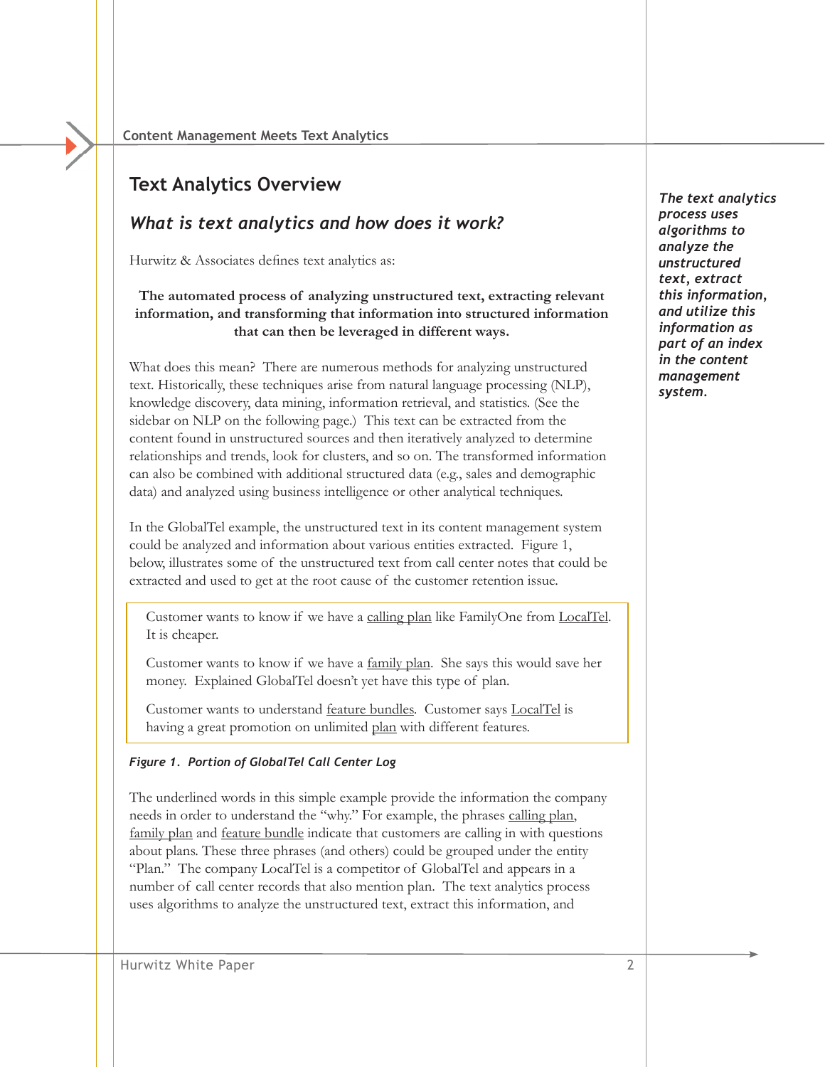## Text Analytics Overview

### *What is text analytics and how does it work?*

Hurwitz & Associates defines text analytics as:

**The automated process of analyzing unstructured text, extracting relevant information, and transforming that information into structured information that can then be leveraged in different ways.**

What does this mean? There are numerous methods for analyzing unstructured text. Historically, these techniques arise from natural language processing (NLP), knowledge discovery, data mining, information retrieval, and statistics. (See the sidebar on NLP on the following page.) This text can be extracted from the content found in unstructured sources and then iteratively analyzed to determine relationships and trends, look for clusters, and so on. The transformed information can also be combined with additional structured data (e.g., sales and demographic data) and analyzed using business intelligence or other analytical techniques.

*The text analytics process uses algorithms to analyze the unstructured text, extract this information, and utilize this information as part of an index in the content management system.*

In the GlobalTel example, the unstructured text in its content management system could be analyzed and information about various entities extracted. Figure 1, below, illustrates some of the unstructured text from call center notes that could be extracted and used to get at the root cause of the customer retention issue.

> Customer wants to know if we have a <u>calling plan</u> like FamilyOne from <u>LocalTel</u>. It is cheaper.
>
> Customer wants to know if we have a <u>family plan</u>. She says this would save her money. Explained GlobalTel doesn't yet have this type of plan.
>
> Customer wants to understand <u>feature bundles</u>. Customer says <u>LocalTel</u> is having a great promotion on unlimited <u>plan</u> with different features.

***Figure 1. Portion of GlobalTel Call Center Log***

The underlined words in this simple example provide the information the company needs in order to understand the "why." For example, the phrases <u>calling plan</u>, <u>family plan</u> and <u>feature bundle</u> indicate that customers are calling in with questions about plans. These three phrases (and others) could be grouped under the entity "Plan." The company LocalTel is a competitor of GlobalTel and appears in a number of call center records that also mention plan. The text analytics process uses algorithms to analyze the unstructured text, extract this information, and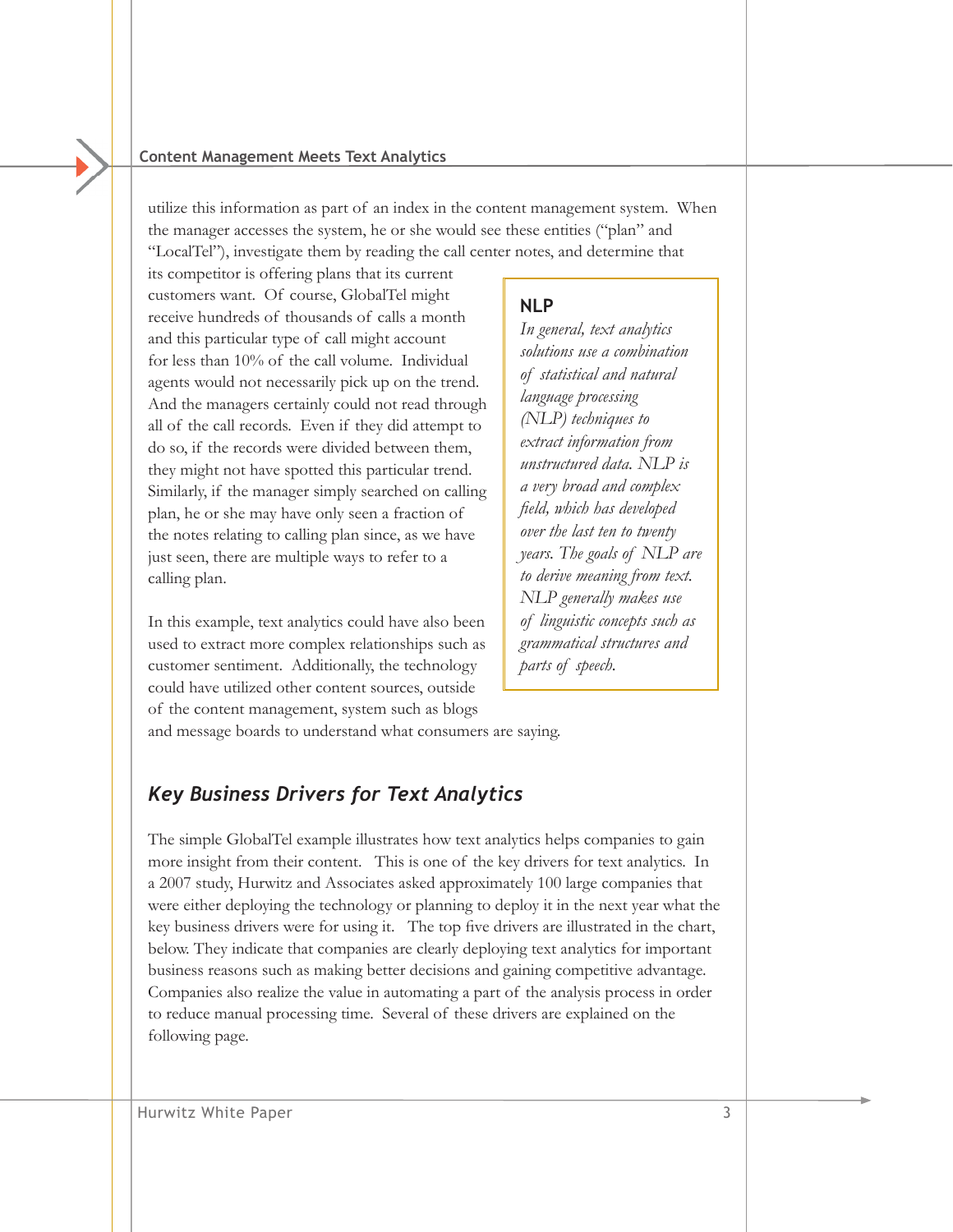utilize this information as part of an index in the content management system. When the manager accesses the system, he or she would see these entities ("plan" and "LocalTel"), investigate them by reading the call center notes, and determine that its competitor is offering plans that its current customers want. Of course, GlobalTel might receive hundreds of thousands of calls a month and this particular type of call might account for less than 10% of the call volume. Individual agents would not necessarily pick up on the trend. And the managers certainly could not read through all of the call records. Even if they did attempt to do so, if the records were divided between them, they might not have spotted this particular trend. Similarly, if the manager simply searched on calling plan, he or she may have only seen a fraction of the notes relating to calling plan since, as we have just seen, there are multiple ways to refer to a calling plan.

In this example, text analytics could have also been used to extract more complex relationships such as customer sentiment. Additionally, the technology could have utilized other content sources, outside of the content management, system such as blogs and message boards to understand what consumers are saying.

> **NLP**
>
> *In general, text analytics solutions use a combination of statistical and natural language processing (NLP) techniques to extract information from unstructured data. NLP is a very broad and complex field, which has developed over the last ten to twenty years. The goals of NLP are to derive meaning from text. NLP generally makes use of linguistic concepts such as grammatical structures and parts of speech.*

## *Key Business Drivers for Text Analytics*

The simple GlobalTel example illustrates how text analytics helps companies to gain more insight from their content. This is one of the key drivers for text analytics. In a 2007 study, Hurwitz and Associates asked approximately 100 large companies that were either deploying the technology or planning to deploy it in the next year what the key business drivers were for using it. The top five drivers are illustrated in the chart, below. They indicate that companies are clearly deploying text analytics for important business reasons such as making better decisions and gaining competitive advantage. Companies also realize the value in automating a part of the analysis process in order to reduce manual processing time. Several of these drivers are explained on the following page.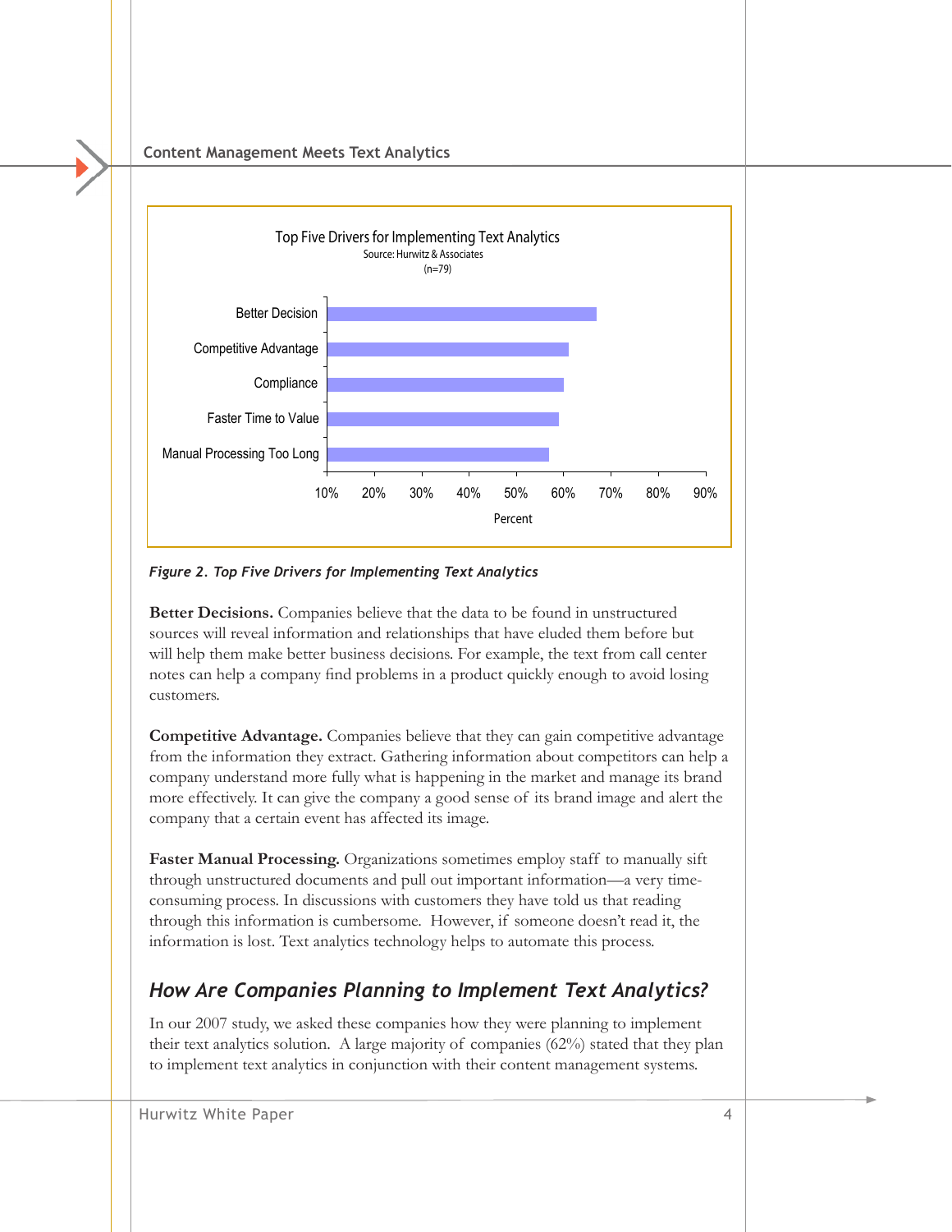Top Five Drivers for Implementing Text Analytics
Source: Hurwitz & Associates
(n=79)

| Driver | Percent |
|---|---|
| Better Decision | ~67% |
| Competitive Advantage | ~61% |
| Compliance | ~60% |
| Faster Time to Value | ~59% |
| Manual Processing Too Long | ~57% |

*Figure 2. Top Five Drivers for Implementing Text Analytics*

**Better Decisions.** Companies believe that the data to be found in unstructured sources will reveal information and relationships that have eluded them before but will help them make better business decisions. For example, the text from call center notes can help a company find problems in a product quickly enough to avoid losing customers.

**Competitive Advantage.** Companies believe that they can gain competitive advantage from the information they extract. Gathering information about competitors can help a company understand more fully what is happening in the market and manage its brand more effectively. It can give the company a good sense of its brand image and alert the company that a certain event has affected its image.

**Faster Manual Processing.** Organizations sometimes employ staff to manually sift through unstructured documents and pull out important information—a very time-consuming process. In discussions with customers they have told us that reading through this information is cumbersome. However, if someone doesn't read it, the information is lost. Text analytics technology helps to automate this process.

## *How Are Companies Planning to Implement Text Analytics?*

In our 2007 study, we asked these companies how they were planning to implement their text analytics solution. A large majority of companies (62%) stated that they plan to implement text analytics in conjunction with their content management systems.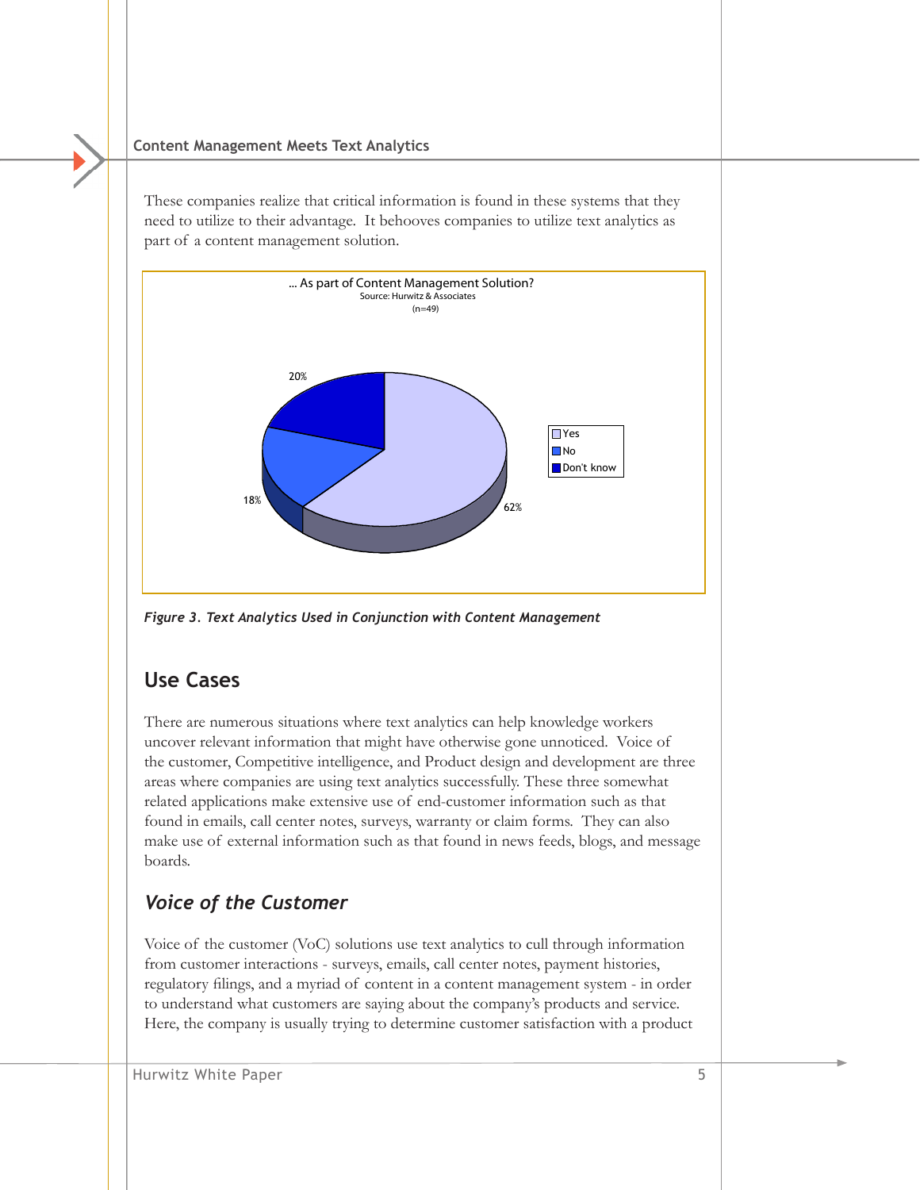These companies realize that critical information is found in these systems that they need to utilize to their advantage. It behooves companies to utilize text analytics as part of a content management solution.

... As part of Content Management Solution?
Source: Hurwitz & Associates
(n=49)

| Response | Percentage |
| --- | --- |
| Yes | 62% |
| No | 18% |
| Don't know | 20% |

*Figure 3. Text Analytics Used in Conjunction with Content Management*

## Use Cases

There are numerous situations where text analytics can help knowledge workers uncover relevant information that might have otherwise gone unnoticed. Voice of the customer, Competitive intelligence, and Product design and development are three areas where companies are using text analytics successfully. These three somewhat related applications make extensive use of end-customer information such as that found in emails, call center notes, surveys, warranty or claim forms. They can also make use of external information such as that found in news feeds, blogs, and message boards.

### *Voice of the Customer*

Voice of the customer (VoC) solutions use text analytics to cull through information from customer interactions - surveys, emails, call center notes, payment histories, regulatory filings, and a myriad of content in a content management system - in order to understand what customers are saying about the company's products and service. Here, the company is usually trying to determine customer satisfaction with a product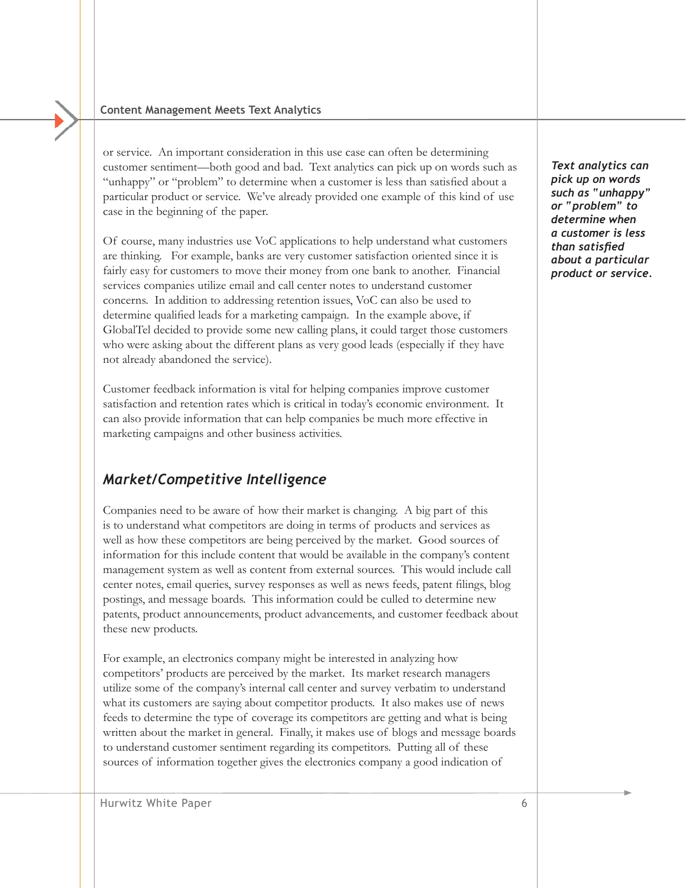or service. An important consideration in this use case can often be determining customer sentiment—both good and bad. Text analytics can pick up on words such as "unhappy" or "problem" to determine when a customer is less than satisfied about a particular product or service. We've already provided one example of this kind of use case in the beginning of the paper.

*Text analytics can pick up on words such as "unhappy" or "problem" to determine when a customer is less than satisfied about a particular product or service.*

Of course, many industries use VoC applications to help understand what customers are thinking. For example, banks are very customer satisfaction oriented since it is fairly easy for customers to move their money from one bank to another. Financial services companies utilize email and call center notes to understand customer concerns. In addition to addressing retention issues, VoC can also be used to determine qualified leads for a marketing campaign. In the example above, if GlobalTel decided to provide some new calling plans, it could target those customers who were asking about the different plans as very good leads (especially if they have not already abandoned the service).

Customer feedback information is vital for helping companies improve customer satisfaction and retention rates which is critical in today's economic environment. It can also provide information that can help companies be much more effective in marketing campaigns and other business activities.

## *Market/Competitive Intelligence*

Companies need to be aware of how their market is changing. A big part of this is to understand what competitors are doing in terms of products and services as well as how these competitors are being perceived by the market. Good sources of information for this include content that would be available in the company's content management system as well as content from external sources. This would include call center notes, email queries, survey responses as well as news feeds, patent filings, blog postings, and message boards. This information could be culled to determine new patents, product announcements, product advancements, and customer feedback about these new products.

For example, an electronics company might be interested in analyzing how competitors' products are perceived by the market. Its market research managers utilize some of the company's internal call center and survey verbatim to understand what its customers are saying about competitor products. It also makes use of news feeds to determine the type of coverage its competitors are getting and what is being written about the market in general. Finally, it makes use of blogs and message boards to understand customer sentiment regarding its competitors. Putting all of these sources of information together gives the electronics company a good indication of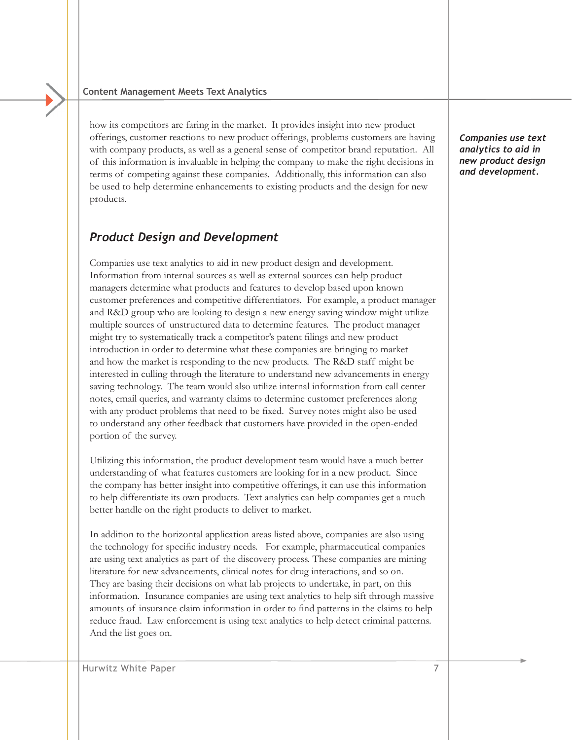how its competitors are faring in the market. It provides insight into new product offerings, customer reactions to new product offerings, problems customers are having with company products, as well as a general sense of competitor brand reputation. All of this information is invaluable in helping the company to make the right decisions in terms of competing against these companies. Additionally, this information can also be used to help determine enhancements to existing products and the design for new products.

## *Product Design and Development*

***Companies use text analytics to aid in new product design and development.***

Companies use text analytics to aid in new product design and development. Information from internal sources as well as external sources can help product managers determine what products and features to develop based upon known customer preferences and competitive differentiators. For example, a product manager and R&D group who are looking to design a new energy saving window might utilize multiple sources of unstructured data to determine features. The product manager might try to systematically track a competitor's patent filings and new product introduction in order to determine what these companies are bringing to market and how the market is responding to the new products. The R&D staff might be interested in culling through the literature to understand new advancements in energy saving technology. The team would also utilize internal information from call center notes, email queries, and warranty claims to determine customer preferences along with any product problems that need to be fixed. Survey notes might also be used to understand any other feedback that customers have provided in the open-ended portion of the survey.

Utilizing this information, the product development team would have a much better understanding of what features customers are looking for in a new product. Since the company has better insight into competitive offerings, it can use this information to help differentiate its own products. Text analytics can help companies get a much better handle on the right products to deliver to market.

In addition to the horizontal application areas listed above, companies are also using the technology for specific industry needs. For example, pharmaceutical companies are using text analytics as part of the discovery process. These companies are mining literature for new advancements, clinical notes for drug interactions, and so on. They are basing their decisions on what lab projects to undertake, in part, on this information. Insurance companies are using text analytics to help sift through massive amounts of insurance claim information in order to find patterns in the claims to help reduce fraud. Law enforcement is using text analytics to help detect criminal patterns. And the list goes on.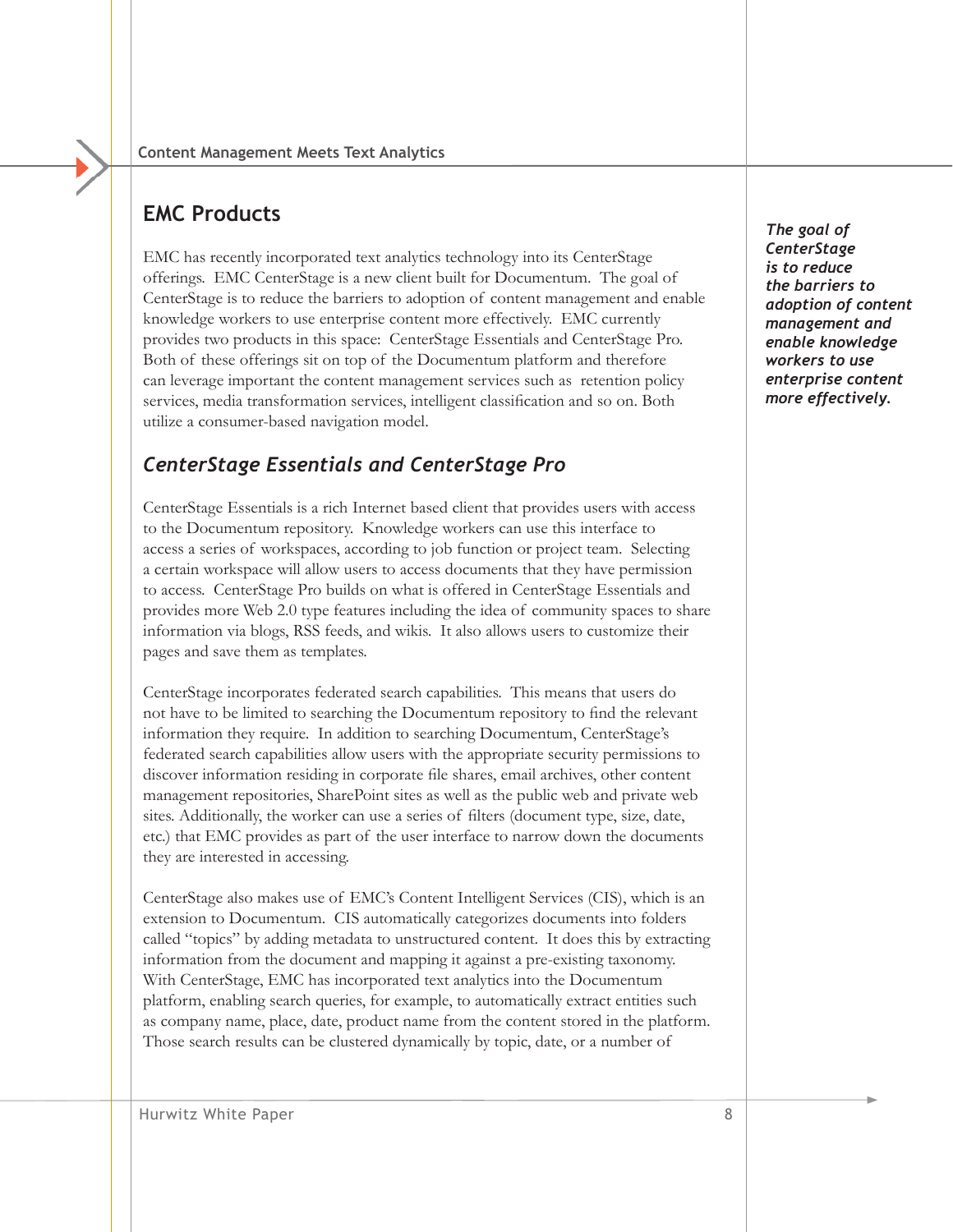## EMC Products

EMC has recently incorporated text analytics technology into its CenterStage offerings. EMC CenterStage is a new client built for Documentum. The goal of CenterStage is to reduce the barriers to adoption of content management and enable knowledge workers to use enterprise content more effectively. EMC currently provides two products in this space: CenterStage Essentials and CenterStage Pro. Both of these offerings sit on top of the Documentum platform and therefore can leverage important the content management services such as retention policy services, media transformation services, intelligent classification and so on. Both utilize a consumer-based navigation model.

*The goal of CenterStage is to reduce the barriers to adoption of content management and enable knowledge workers to use enterprise content more effectively.*

### *CenterStage Essentials and CenterStage Pro*

CenterStage Essentials is a rich Internet based client that provides users with access to the Documentum repository. Knowledge workers can use this interface to access a series of workspaces, according to job function or project team. Selecting a certain workspace will allow users to access documents that they have permission to access. CenterStage Pro builds on what is offered in CenterStage Essentials and provides more Web 2.0 type features including the idea of community spaces to share information via blogs, RSS feeds, and wikis. It also allows users to customize their pages and save them as templates.

CenterStage incorporates federated search capabilities. This means that users do not have to be limited to searching the Documentum repository to find the relevant information they require. In addition to searching Documentum, CenterStage's federated search capabilities allow users with the appropriate security permissions to discover information residing in corporate file shares, email archives, other content management repositories, SharePoint sites as well as the public web and private web sites. Additionally, the worker can use a series of filters (document type, size, date, etc.) that EMC provides as part of the user interface to narrow down the documents they are interested in accessing.

CenterStage also makes use of EMC's Content Intelligent Services (CIS), which is an extension to Documentum. CIS automatically categorizes documents into folders called "topics" by adding metadata to unstructured content. It does this by extracting information from the document and mapping it against a pre-existing taxonomy. With CenterStage, EMC has incorporated text analytics into the Documentum platform, enabling search queries, for example, to automatically extract entities such as company name, place, date, product name from the content stored in the platform. Those search results can be clustered dynamically by topic, date, or a number of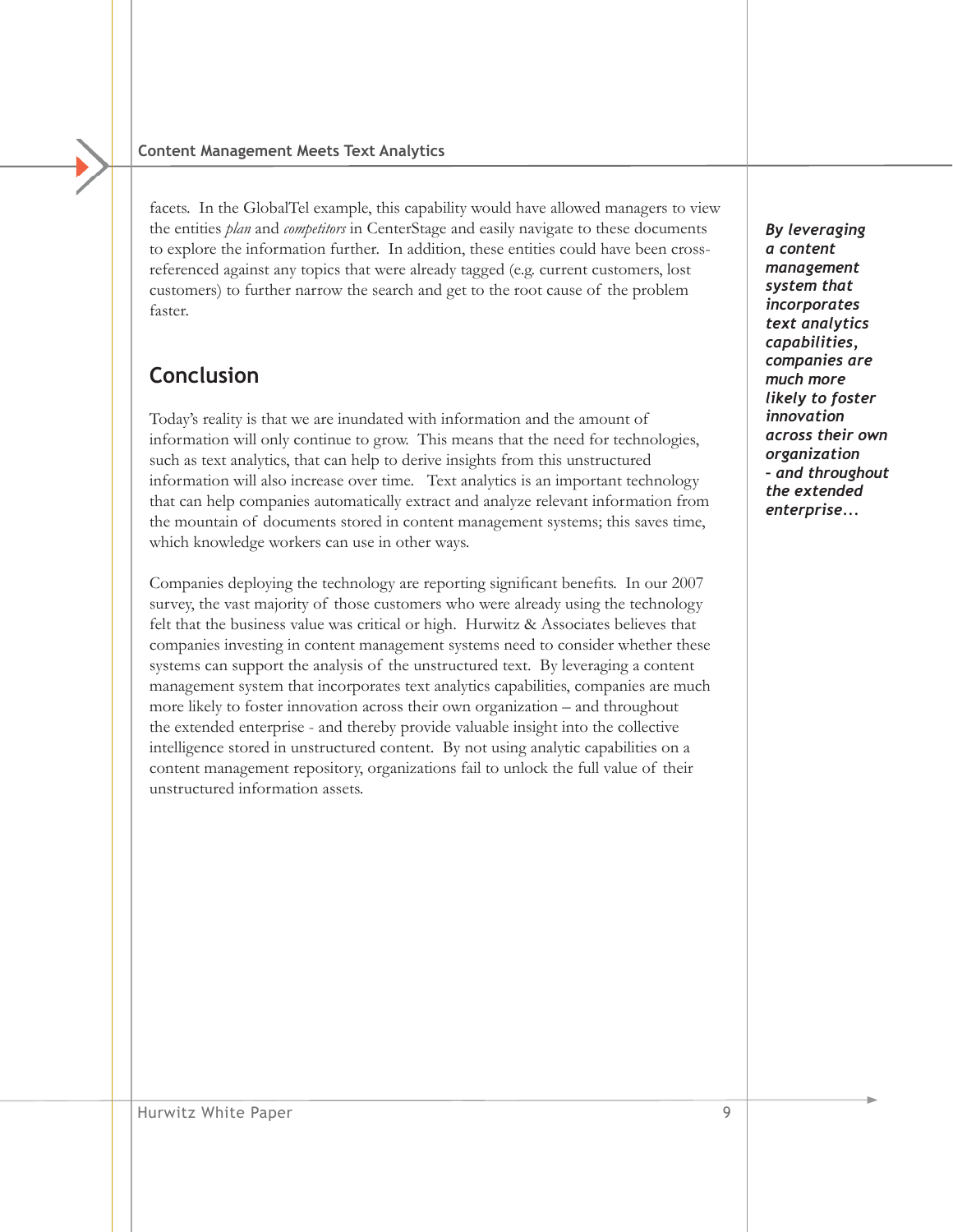facets. In the GlobalTel example, this capability would have allowed managers to view the entities *plan* and *competitors* in CenterStage and easily navigate to these documents to explore the information further. In addition, these entities could have been cross-referenced against any topics that were already tagged (e.g. current customers, lost customers) to further narrow the search and get to the root cause of the problem faster.

## Conclusion

Today's reality is that we are inundated with information and the amount of information will only continue to grow. This means that the need for technologies, such as text analytics, that can help to derive insights from this unstructured information will also increase over time. Text analytics is an important technology that can help companies automatically extract and analyze relevant information from the mountain of documents stored in content management systems; this saves time, which knowledge workers can use in other ways.

Companies deploying the technology are reporting significant benefits. In our 2007 survey, the vast majority of those customers who were already using the technology felt that the business value was critical or high. Hurwitz & Associates believes that companies investing in content management systems need to consider whether these systems can support the analysis of the unstructured text. By leveraging a content management system that incorporates text analytics capabilities, companies are much more likely to foster innovation across their own organization – and throughout the extended enterprise - and thereby provide valuable insight into the collective intelligence stored in unstructured content. By not using analytic capabilities on a content management repository, organizations fail to unlock the full value of their unstructured information assets.

***By leveraging a content management system that incorporates text analytics capabilities, companies are much more likely to foster innovation across their own organization - and throughout the extended enterprise...***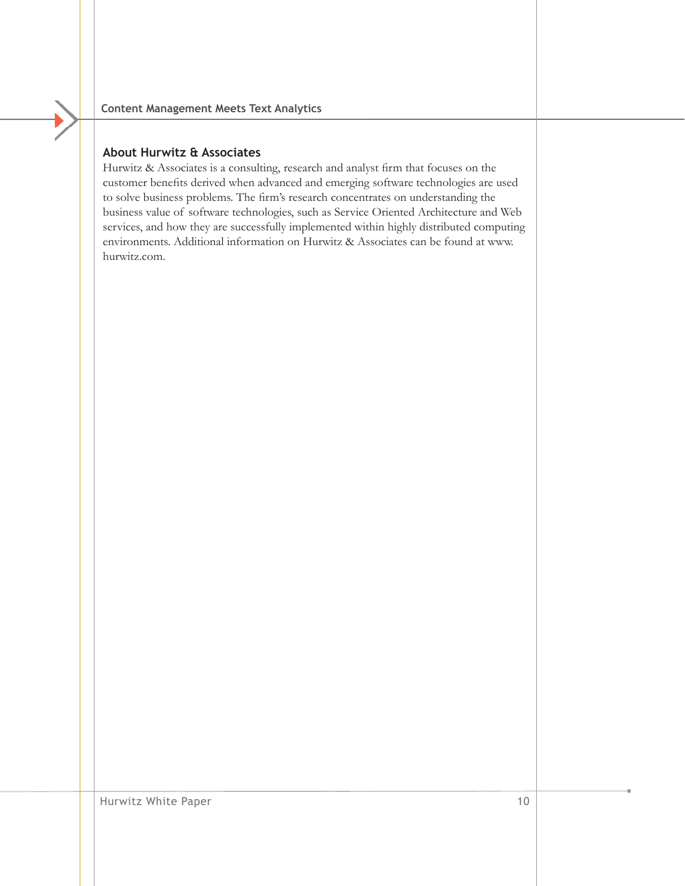## About Hurwitz & Associates

Hurwitz & Associates is a consulting, research and analyst firm that focuses on the customer benefits derived when advanced and emerging software technologies are used to solve business problems. The firm's research concentrates on understanding the business value of software technologies, such as Service Oriented Architecture and Web services, and how they are successfully implemented within highly distributed computing environments. Additional information on Hurwitz & Associates can be found at www.hurwitz.com.